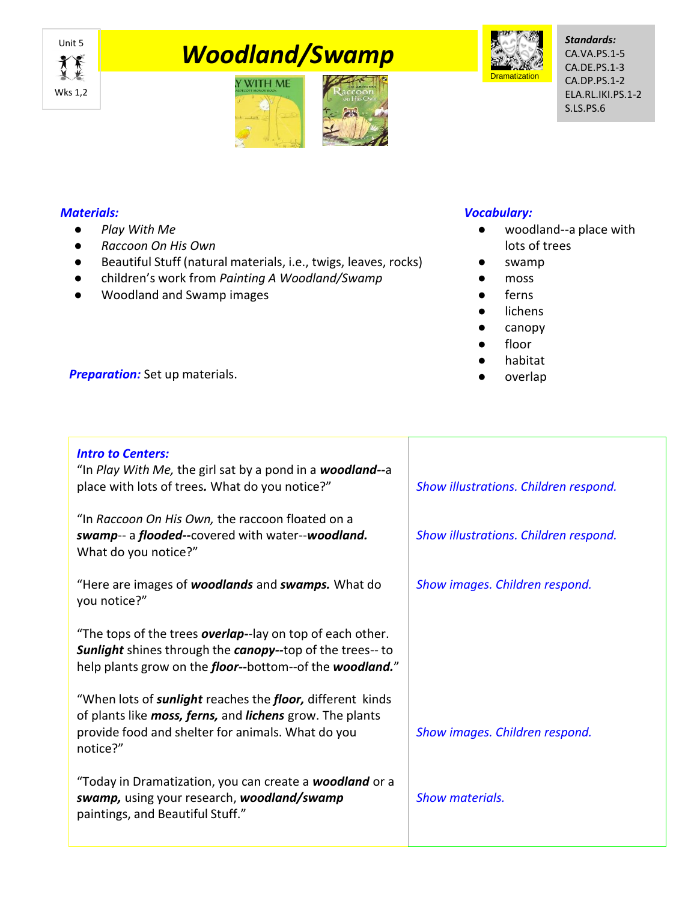Unit 5

Wks 1,2

# *Woodland/Swamp*

Dramatization

***Standards:***
CA.VA.PS.1-5
CA.DE.PS.1-3
CA.DP.PS.1-2
ELA.RL.IKI.PS.1-2
S.LS.PS.6

***Materials:***

- *Play With Me*
- *Raccoon On His Own*
- Beautiful Stuff (natural materials, i.e., twigs, leaves, rocks)
- children's work from *Painting A Woodland/Swamp*
- Woodland and Swamp images

***Vocabulary:***

- woodland--a place with lots of trees
- swamp
- moss
- ferns
- lichens
- canopy
- floor
- habitat
- overlap

***Preparation:*** Set up materials.

| ***Intro to Centers:*** | |
|---|---|
| "In *Play With Me,* the girl sat by a pond in a ***woodland--***a place with lots of trees**.** What do you notice?" | *Show illustrations. Children respond.* |
| "In *Raccoon On His Own,* the raccoon floated on a ***swamp***-- a ***flooded--***covered with water--***woodland.*** What do you notice?" | *Show illustrations. Children respond.* |
| "Here are images of ***woodlands*** and ***swamps.*** What do you notice?" | *Show images. Children respond.* |
| "The tops of the trees ***overlap***--lay on top of each other. ***Sunlight*** shines through the ***canopy--***top of the trees-- to help plants grow on the ***floor--***bottom--of the ***woodland.***" | |
| "When lots of ***sunlight*** reaches the ***floor,*** different kinds of plants like ***moss, ferns,*** and ***lichens*** grow. The plants provide food and shelter for animals. What do you notice?" | *Show images. Children respond.* |
| "Today in Dramatization, you can create a ***woodland*** or a ***swamp,*** using your research, ***woodland/swamp*** paintings, and Beautiful Stuff." | *Show materials.* |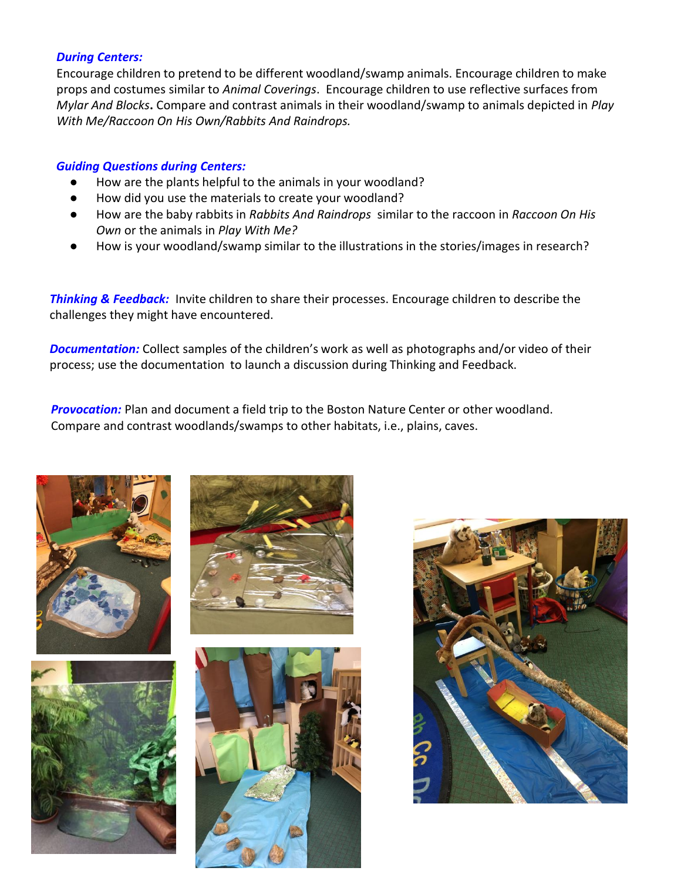***During Centers:***
Encourage children to pretend to be different woodland/swamp animals. Encourage children to make props and costumes similar to *Animal Coverings*. Encourage children to use reflective surfaces from *Mylar And Blocks***.** Compare and contrast animals in their woodland/swamp to animals depicted in *Play With Me/Raccoon On His Own/Rabbits And Raindrops.*

***Guiding Questions during Centers:***

- How are the plants helpful to the animals in your woodland?
- How did you use the materials to create your woodland?
- How are the baby rabbits in *Rabbits And Raindrops* similar to the raccoon in *Raccoon On His Own* or the animals in *Play With Me?*
- How is your woodland/swamp similar to the illustrations in the stories/images in research?

***Thinking & Feedback:*** Invite children to share their processes. Encourage children to describe the challenges they might have encountered.

***Documentation:*** Collect samples of the children's work as well as photographs and/or video of their process; use the documentation to launch a discussion during Thinking and Feedback.

***Provocation:*** Plan and document a field trip to the Boston Nature Center or other woodland. Compare and contrast woodlands/swamps to other habitats, i.e., plains, caves.